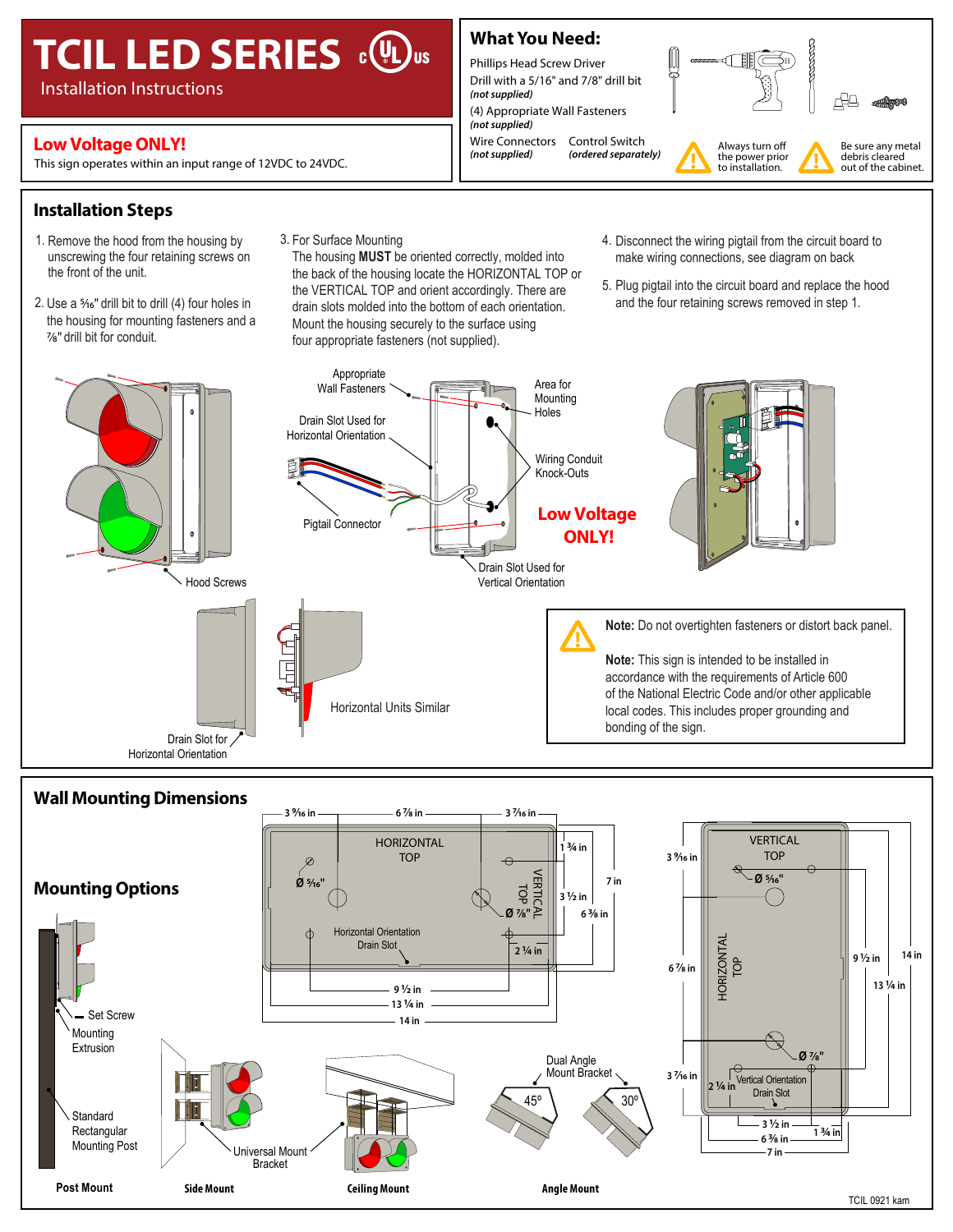# TCIL LED SERIES

Installation Instructions

## Low Voltage ONLY!

This sign operates within an input range of 12VDC to 24VDC.

## What You Need:

- Phillips Head Screw Driver
- Drill with a 5/16" and 7/8" drill bit *(not supplied)*
- (4) Appropriate Wall Fasteners *(not supplied)*
- Wire Connectors *(not supplied)*
- Control Switch *(ordered separately)*

Always turn off the power prior to installation.

Be sure any metal debris cleared out of the cabinet.

## Installation Steps

1. Remove the hood from the housing by unscrewing the four retaining screws on the front of the unit.
2. Use a 5⁄16" drill bit to drill (4) four holes in the housing for mounting fasteners and a 7⁄8" drill bit for conduit.
3. For Surface Mounting
   The housing **MUST** be oriented correctly, molded into the back of the housing locate the HORIZONTAL TOP or the VERTICAL TOP and orient accordingly. There are drain slots molded into the bottom of each orientation. Mount the housing securely to the surface using four appropriate fasteners (not supplied).
4. Disconnect the wiring pigtail from the circuit board to make wiring connections, see diagram on back
5. Plug pigtail into the circuit board and replace the hood and the four retaining screws removed in step 1.

Hood Screws

Appropriate Wall Fasteners

Drain Slot Used for Horizontal Orientation

Pigtail Connector

Area for Mounting Holes

Wiring Conduit Knock-Outs

Drain Slot Used for Vertical Orientation

**Low Voltage ONLY!**

Drain Slot for Horizontal Orientation

Horizontal Units Similar

**Note:** Do not overtighten fasteners or distort back panel.

**Note:** This sign is intended to be installed in accordance with the requirements of Article 600 of the National Electric Code and/or other applicable local codes. This includes proper grounding and bonding of the sign.

## Wall Mounting Dimensions

HORIZONTAL TOP; VERTICAL TOP; Ø 5⁄16"; Ø 7⁄8"; Horizontal Orientation Drain Slot; Vertical Orientation Drain Slot

Dimensions: 3 9⁄16 in, 6 7⁄8 in, 3 7⁄16 in, 1 3⁄4 in, 3 1⁄2 in, 7 in, 6 3⁄8 in, 2 1⁄4 in, 9 1⁄2 in, 13 1⁄4 in, 14 in

## Mounting Options

- **Post Mount**: Set Screw, Mounting Extrusion, Standard Rectangular Mounting Post
- **Side Mount**: Universal Mount Bracket
- **Ceiling Mount**
- **Angle Mount**: Dual Angle Mount Bracket, 45°, 30°

TCIL 0921 kam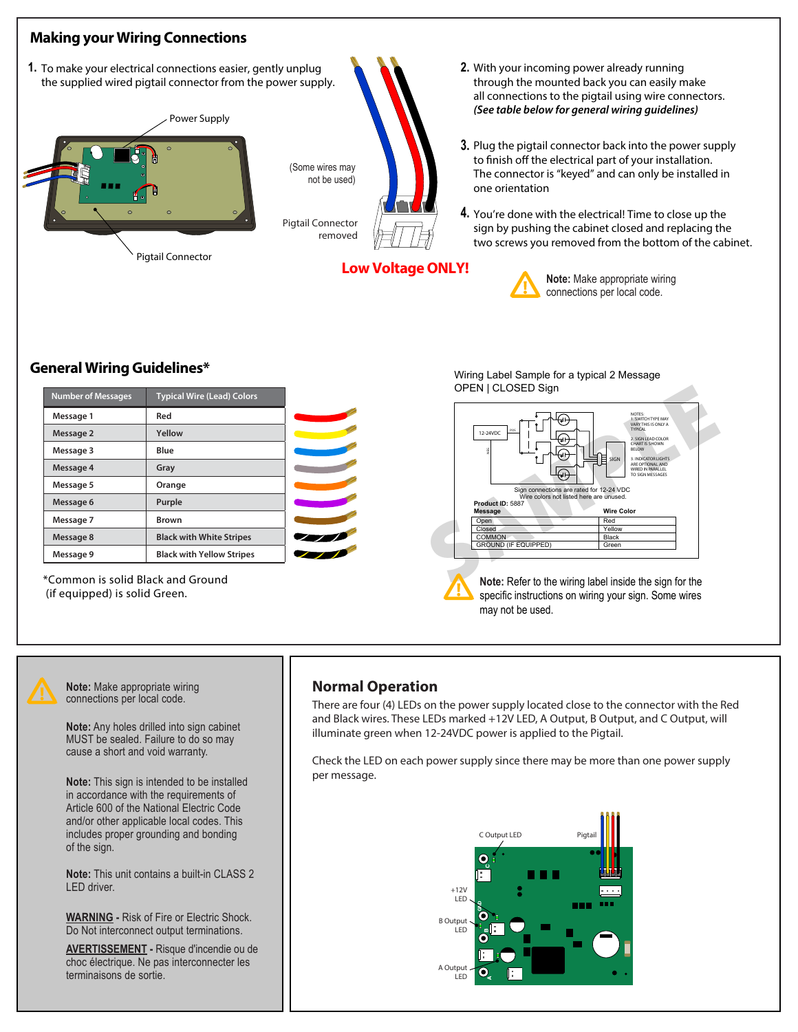## Making your Wiring Connections

1. To make your electrical connections easier, gently unplug the supplied wired pigtail connector from the power supply.

Power Supply

Pigtail Connector

(Some wires may not be used)

Pigtail Connector removed

**Low Voltage ONLY!**

2. With your incoming power already running through the mounted back you can easily make all connections to the pigtail using wire connectors. ***(See table below for general wiring guidelines)***

3. Plug the pigtail connector back into the power supply to finish off the electrical part of your installation. The connector is "keyed" and can only be installed in one orientation

4. You're done with the electrical! Time to close up the sign by pushing the cabinet closed and replacing the two screws you removed from the bottom of the cabinet.

**Note:** Make appropriate wiring connections per local code.

## General Wiring Guidelines*

| Number of Messages | Typical Wire (Lead) Colors |
|---|---|
| Message 1 | Red |
| Message 2 | Yellow |
| Message 3 | Blue |
| Message 4 | Gray |
| Message 5 | Orange |
| Message 6 | Purple |
| Message 7 | Brown |
| Message 8 | Black with White Stripes |
| Message 9 | Black with Yellow Stripes |

*Common is solid Black and Ground (if equipped) is solid Green.

Wiring Label Sample for a typical 2 Message OPEN | CLOSED Sign

12-24VDC

SIGN

NOTES:
1. SWITCH TYPE MAY VARY THIS IS ONLY A TYPICAL
2. SIGN LEAD COLOR CHART IS SHOWN BELOW
3. INDICATOR LIGHTS ARE OPTIONAL AND WIRED IN PARALLEL TO SIGN MESSAGES

Sign connections are rated for 12-24 VDC
Wire colors not listed here are unused.

Product ID: 5887

| Message | Wire Color |
|---|---|
| Open | Red |
| Closed | Yellow |
| COMMON | Black |
| GROUND (IF EQUIPPED) | Green |

SAMPLE

**Note:** Refer to the wiring label inside the sign for the specific instructions on wiring your sign. Some wires may not be used.

**Note:** Make appropriate wiring connections per local code.

**Note:** Any holes drilled into sign cabinet MUST be sealed. Failure to do so may cause a short and void warranty.

**Note:** This sign is intended to be installed in accordance with the requirements of Article 600 of the National Electric Code and/or other applicable local codes. This includes proper grounding and bonding of the sign.

**Note:** This unit contains a built-in CLASS 2 LED driver.

**WARNING** - Risk of Fire or Electric Shock. Do Not interconnect output terminations.

**AVERTISSEMENT** - Risque d'incendie ou de choc électrique. Ne pas interconnecter les terminaisons de sortie.

## Normal Operation

There are four (4) LEDs on the power supply located close to the connector with the Red and Black wires. These LEDs marked +12V LED, A Output, B Output, and C Output, will illuminate green when 12-24VDC power is applied to the Pigtail.

Check the LED on each power supply since there may be more than one power supply per message.

C Output LED

Pigtail

+12V LED

B Output LED

A Output LED